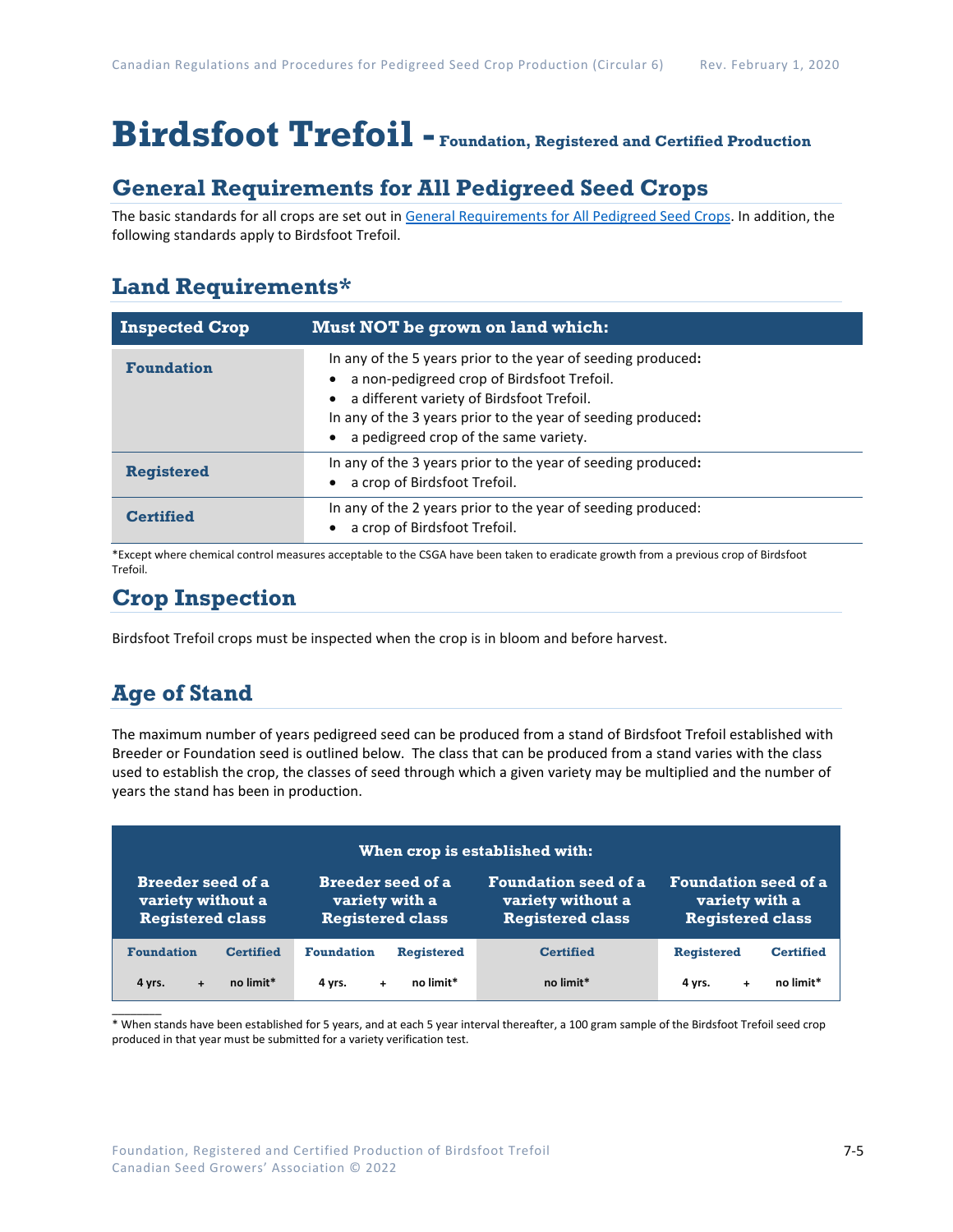# Birdsfoot Trefoil - Foundation, Registered and Certified Production

## General Requirements for All Pedigreed Seed Crops

The basic standards for all crops are set out in General Requirements for All Pedigreed Seed Crops. In addition, the following standards apply to Birdsfoot Trefoil.

## Land Requirements*

| Inspected Crop | Must NOT be grown on land which: |
|---|---|
| **Foundation** | In any of the 5 years prior to the year of seeding produced: <br>• a non-pedigreed crop of Birdsfoot Trefoil.<br>• a different variety of Birdsfoot Trefoil.<br>In any of the 3 years prior to the year of seeding produced:<br>• a pedigreed crop of the same variety. |
| **Registered** | In any of the 3 years prior to the year of seeding produced:<br>• a crop of Birdsfoot Trefoil. |
| **Certified** | In any of the 2 years prior to the year of seeding produced:<br>• a crop of Birdsfoot Trefoil. |

*Except where chemical control measures acceptable to the CSGA have been taken to eradicate growth from a previous crop of Birdsfoot Trefoil.

## Crop Inspection

Birdsfoot Trefoil crops must be inspected when the crop is in bloom and before harvest.

## Age of Stand

The maximum number of years pedigreed seed can be produced from a stand of Birdsfoot Trefoil established with Breeder or Foundation seed is outlined below. The class that can be produced from a stand varies with the class used to establish the crop, the classes of seed through which a given variety may be multiplied and the number of years the stand has been in production.

| When crop is established with: | | | | | | |
|---|---|---|---|---|---|---|
| **Breeder seed of a variety without a Registered class** | | **Breeder seed of a variety with a Registered class** | | **Foundation seed of a variety without a Registered class** | **Foundation seed of a variety with a Registered class** | |
| **Foundation** | **Certified** | **Foundation** | **Registered** | **Certified** | **Registered** | **Certified** |
| **4 yrs. +** | **no limit*** | **4 yrs. +** | **no limit*** | **no limit*** | **4 yrs. +** | **no limit*** |

* When stands have been established for 5 years, and at each 5 year interval thereafter, a 100 gram sample of the Birdsfoot Trefoil seed crop produced in that year must be submitted for a variety verification test.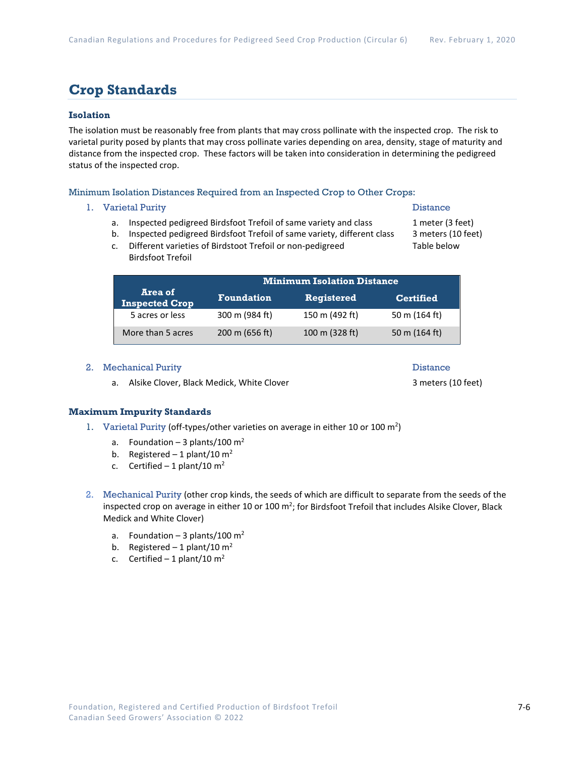## Crop Standards

### Isolation

The isolation must be reasonably free from plants that may cross pollinate with the inspected crop. The risk to varietal purity posed by plants that may cross pollinate varies depending on area, density, stage of maturity and distance from the inspected crop. These factors will be taken into consideration in determining the pedigreed status of the inspected crop.

#### Minimum Isolation Distances Required from an Inspected Crop to Other Crops:

1. Varietal Purity — Distance
   a. Inspected pedigreed Birdsfoot Trefoil of same variety and class — 1 meter (3 feet)
   b. Inspected pedigreed Birdsfoot Trefoil of same variety, different class — 3 meters (10 feet)
   c. Different varieties of Birdstoot Trefoil or non-pedigreed Birdsfoot Trefoil — Table below

| Area of Inspected Crop | Minimum Isolation Distance | | |
|---|---|---|---|
| | Foundation | Registered | Certified |
| 5 acres or less | 300 m (984 ft) | 150 m (492 ft) | 50 m (164 ft) |
| More than 5 acres | 200 m (656 ft) | 100 m (328 ft) | 50 m (164 ft) |

2. Mechanical Purity — Distance
   a. Alsike Clover, Black Medick, White Clover — 3 meters (10 feet)

### Maximum Impurity Standards

1. Varietal Purity (off-types/other varieties on average in either 10 or 100 m$^2$)
   a. Foundation – 3 plants/100 m$^2$
   b. Registered – 1 plant/10 m$^2$
   c. Certified – 1 plant/10 m$^2$

2. Mechanical Purity (other crop kinds, the seeds of which are difficult to separate from the seeds of the inspected crop on average in either 10 or 100 m$^2$; for Birdsfoot Trefoil that includes Alsike Clover, Black Medick and White Clover)
   a. Foundation – 3 plants/100 m$^2$
   b. Registered – 1 plant/10 m$^2$
   c. Certified – 1 plant/10 m$^2$